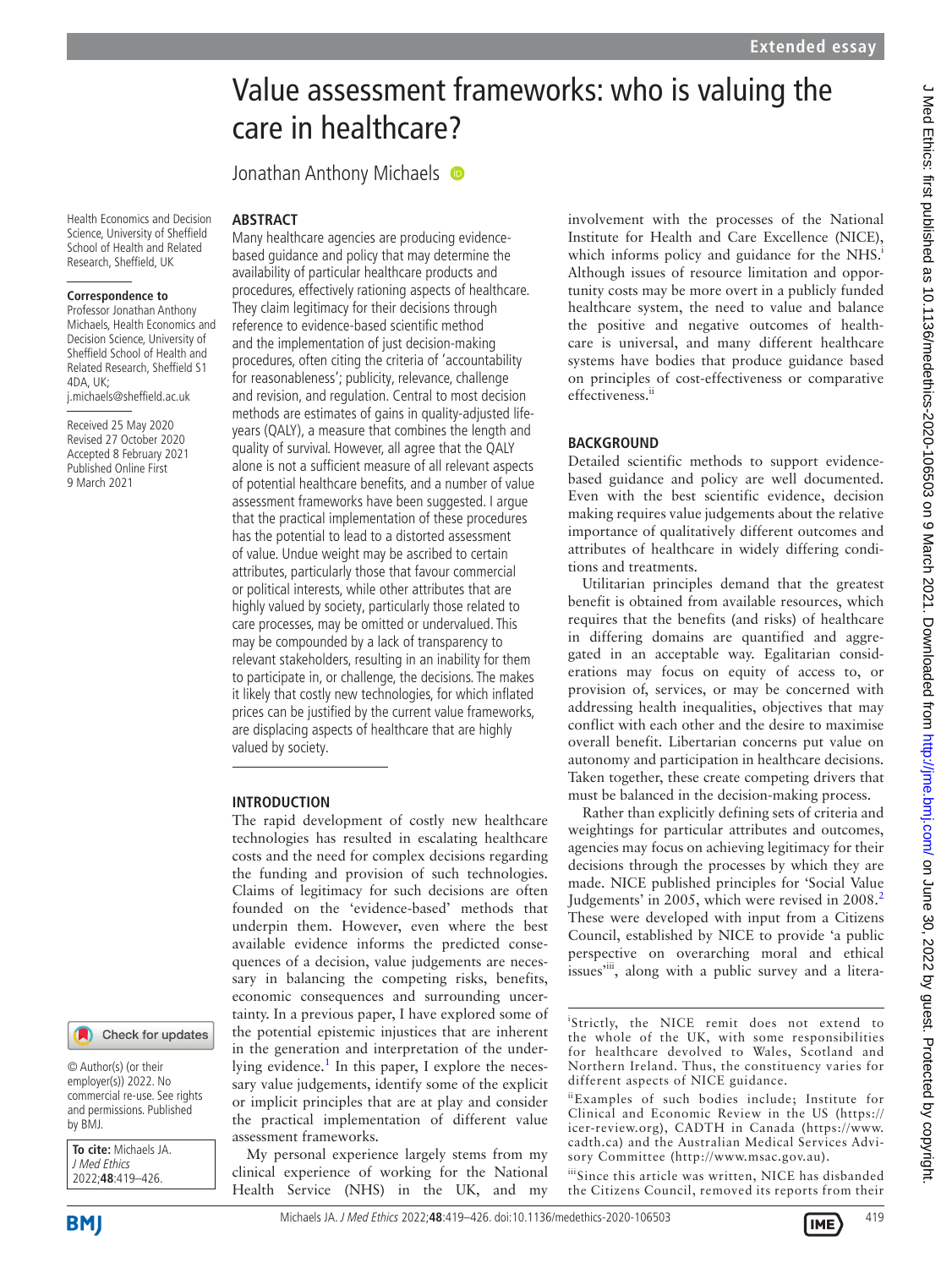# Value assessment frameworks: who is valuing the care in healthcare?

Jonathan Anthony Michaels

Health Economics and Decision Science, University of Sheffield School of Health and Related Research, Sheffield, UK

**Correspondence to**
Professor Jonathan Anthony Michaels, Health Economics and Decision Science, University of Sheffield School of Health and Related Research, Sheffield S1 4DA, UK; j.michaels@sheffield.ac.uk

Received 25 May 2020
Revised 27 October 2020
Accepted 8 February 2021
Published Online First 9 March 2021

© Author(s) (or their employer(s)) 2022. No commercial re-use. See rights and permissions. Published by BMJ.

**To cite:** Michaels JA. *J Med Ethics* 2022;**48**:419–426.

## ABSTRACT

Many healthcare agencies are producing evidence-based guidance and policy that may determine the availability of particular healthcare products and procedures, effectively rationing aspects of healthcare. They claim legitimacy for their decisions through reference to evidence-based scientific method and the implementation of just decision-making procedures, often citing the criteria of 'accountability for reasonableness'; publicity, relevance, challenge and revision, and regulation. Central to most decision methods are estimates of gains in quality-adjusted life-years (QALY), a measure that combines the length and quality of survival. However, all agree that the QALY alone is not a sufficient measure of all relevant aspects of potential healthcare benefits, and a number of value assessment frameworks have been suggested. I argue that the practical implementation of these procedures has the potential to lead to a distorted assessment of value. Undue weight may be ascribed to certain attributes, particularly those that favour commercial or political interests, while other attributes that are highly valued by society, particularly those related to care processes, may be omitted or undervalued. This may be compounded by a lack of transparency to relevant stakeholders, resulting in an inability for them to participate in, or challenge, the decisions. The makes it likely that costly new technologies, for which inflated prices can be justified by the current value frameworks, are displacing aspects of healthcare that are highly valued by society.

## INTRODUCTION

The rapid development of costly new healthcare technologies has resulted in escalating healthcare costs and the need for complex decisions regarding the funding and provision of such technologies. Claims of legitimacy for such decisions are often founded on the 'evidence-based' methods that underpin them. However, even where the best available evidence informs the predicted consequences of a decision, value judgements are necessary in balancing the competing risks, benefits, economic consequences and surrounding uncertainty. In a previous paper, I have explored some of the potential epistemic injustices that are inherent in the generation and interpretation of the underlying evidence.[1] In this paper, I explore the necessary value judgements, identify some of the explicit or implicit principles that are at play and consider the practical implementation of different value assessment frameworks.

My personal experience largely stems from my clinical experience of working for the National Health Service (NHS) in the UK, and my involvement with the processes of the National Institute for Health and Care Excellence (NICE), which informs policy and guidance for the NHS.[i] Although issues of resource limitation and opportunity costs may be more overt in a publicly funded healthcare system, the need to value and balance the positive and negative outcomes of healthcare is universal, and many different healthcare systems have bodies that produce guidance based on principles of cost-effectiveness or comparative effectiveness.[ii]

## BACKGROUND

Detailed scientific methods to support evidence-based guidance and policy are well documented. Even with the best scientific evidence, decision making requires value judgements about the relative importance of qualitatively different outcomes and attributes of healthcare in widely differing conditions and treatments.

Utilitarian principles demand that the greatest benefit is obtained from available resources, which requires that the benefits (and risks) of healthcare in differing domains are quantified and aggregated in an acceptable way. Egalitarian considerations may focus on equity of access to, or provision of, services, or may be concerned with addressing health inequalities, objectives that may conflict with each other and the desire to maximise overall benefit. Libertarian concerns put value on autonomy and participation in healthcare decisions. Taken together, these create competing drivers that must be balanced in the decision-making process.

Rather than explicitly defining sets of criteria and weightings for particular attributes and outcomes, agencies may focus on achieving legitimacy for their decisions through the processes by which they are made. NICE published principles for 'Social Value Judgements' in 2005, which were revised in 2008.[2] These were developed with input from a Citizens Council, established by NICE to provide 'a public perspective on overarching moral and ethical issues'[iii], along with a public survey and a litera-

[i] Strictly, the NICE remit does not extend to the whole of the UK, with some responsibilities for healthcare devolved to Wales, Scotland and Northern Ireland. Thus, the constituency varies for different aspects of NICE guidance.

[ii] Examples of such bodies include; Institute for Clinical and Economic Review in the US (https://icer-review.org), CADTH in Canada (https://www.cadth.ca) and the Australian Medical Services Advisory Committee (http://www.msac.gov.au).

[iii] Since this article was written, NICE has disbanded the Citizens Council, removed its reports from their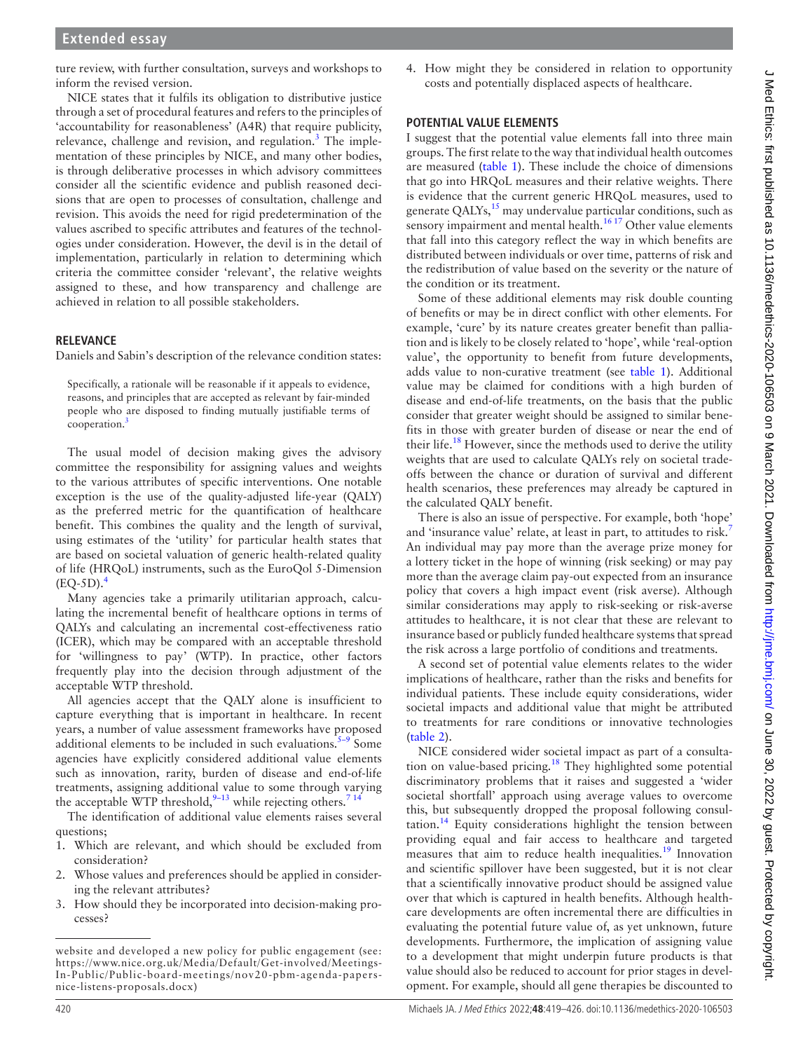ture review, with further consultation, surveys and workshops to inform the revised version.

NICE states that it fulfils its obligation to distributive justice through a set of procedural features and refers to the principles of 'accountability for reasonableness' (A4R) that require publicity, relevance, challenge and revision, and regulation.[3] The implementation of these principles by NICE, and many other bodies, is through deliberative processes in which advisory committees consider all the scientific evidence and publish reasoned decisions that are open to processes of consultation, challenge and revision. This avoids the need for rigid predetermination of the values ascribed to specific attributes and features of the technologies under consideration. However, the devil is in the detail of implementation, particularly in relation to determining which criteria the committee consider 'relevant', the relative weights assigned to these, and how transparency and challenge are achieved in relation to all possible stakeholders.

## RELEVANCE

Daniels and Sabin's description of the relevance condition states:

> Specifically, a rationale will be reasonable if it appeals to evidence, reasons, and principles that are accepted as relevant by fair-minded people who are disposed to finding mutually justifiable terms of cooperation.[3]

The usual model of decision making gives the advisory committee the responsibility for assigning values and weights to the various attributes of specific interventions. One notable exception is the use of the quality-adjusted life-year (QALY) as the preferred metric for the quantification of healthcare benefit. This combines the quality and the length of survival, using estimates of the 'utility' for particular health states that are based on societal valuation of generic health-related quality of life (HRQoL) instruments, such as the EuroQol 5-Dimension (EQ-5D).[4]

Many agencies take a primarily utilitarian approach, calculating the incremental benefit of healthcare options in terms of QALYs and calculating an incremental cost-effectiveness ratio (ICER), which may be compared with an acceptable threshold for 'willingness to pay' (WTP). In practice, other factors frequently play into the decision through adjustment of the acceptable WTP threshold.

All agencies accept that the QALY alone is insufficient to capture everything that is important in healthcare. In recent years, a number of value assessment frameworks have proposed additional elements to be included in such evaluations.[5–9] Some agencies have explicitly considered additional value elements such as innovation, rarity, burden of disease and end-of-life treatments, assigning additional value to some through varying the acceptable WTP threshold,[9–13] while rejecting others.[7 14]

The identification of additional value elements raises several questions;

1. Which are relevant, and which should be excluded from consideration?
2. Whose values and preferences should be applied in considering the relevant attributes?
3. How should they be incorporated into decision-making processes?
4. How might they be considered in relation to opportunity costs and potentially displaced aspects of healthcare.

## POTENTIAL VALUE ELEMENTS

I suggest that the potential value elements fall into three main groups. The first relate to the way that individual health outcomes are measured (table 1). These include the choice of dimensions that go into HRQoL measures and their relative weights. There is evidence that the current generic HRQoL measures, used to generate QALYs,[15] may undervalue particular conditions, such as sensory impairment and mental health.[16 17] Other value elements that fall into this category reflect the way in which benefits are distributed between individuals or over time, patterns of risk and the redistribution of value based on the severity or the nature of the condition or its treatment.

Some of these additional elements may risk double counting of benefits or may be in direct conflict with other elements. For example, 'cure' by its nature creates greater benefit than palliation and is likely to be closely related to 'hope', while 'real-option value', the opportunity to benefit from future developments, adds value to non-curative treatment (see table 1). Additional value may be claimed for conditions with a high burden of disease and end-of-life treatments, on the basis that the public consider that greater weight should be assigned to similar benefits in those with greater burden of disease or near the end of their life.[18] However, since the methods used to derive the utility weights that are used to calculate QALYs rely on societal trade-offs between the chance or duration of survival and different health scenarios, these preferences may already be captured in the calculated QALY benefit.

There is also an issue of perspective. For example, both 'hope' and 'insurance value' relate, at least in part, to attitudes to risk.[7] An individual may pay more than the average prize money for a lottery ticket in the hope of winning (risk seeking) or may pay more than the average claim pay-out expected from an insurance policy that covers a high impact event (risk averse). Although similar considerations may apply to risk-seeking or risk-averse attitudes to healthcare, it is not clear that these are relevant to insurance based or publicly funded healthcare systems that spread the risk across a large portfolio of conditions and treatments.

A second set of potential value elements relates to the wider implications of healthcare, rather than the risks and benefits for individual patients. These include equity considerations, wider societal impacts and additional value that might be attributed to treatments for rare conditions or innovative technologies (table 2).

NICE considered wider societal impact as part of a consultation on value-based pricing.[18] They highlighted some potential discriminatory problems that it raises and suggested a 'wider societal shortfall' approach using average values to overcome this, but subsequently dropped the proposal following consultation.[14] Equity considerations highlight the tension between providing equal and fair access to healthcare and targeted measures that aim to reduce health inequalities.[19] Innovation and scientific spillover have been suggested, but it is not clear that a scientifically innovative product should be assigned value over that which is captured in health benefits. Although healthcare developments are often incremental there are difficulties in evaluating the potential future value of, as yet unknown, future developments. Furthermore, the implication of assigning value to a development that might underpin future products is that value should also be reduced to account for prior stages in development. For example, should all gene therapies be discounted to

website and developed a new policy for public engagement (see: https://www.nice.org.uk/Media/Default/Get-involved/Meetings-In-Public/Public-board-meetings/nov20-pbm-agenda-papers-nice-listens-proposals.docx)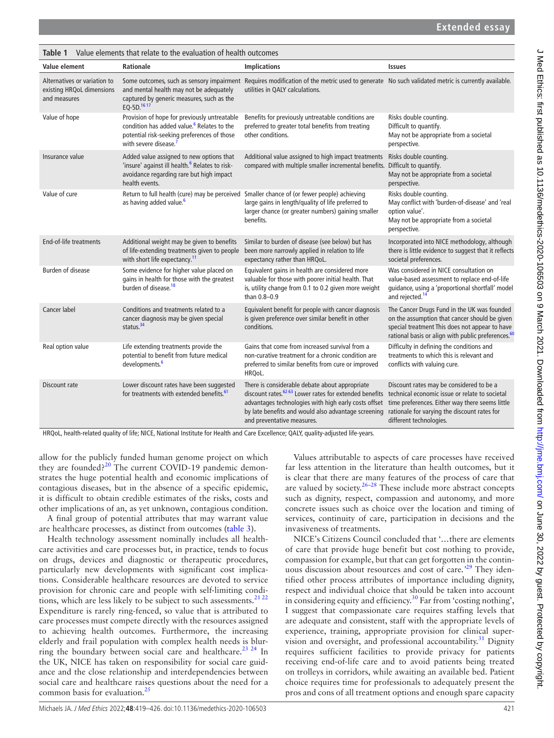**Table 1** Value elements that relate to the evaluation of health outcomes

| Value element | Rationale | Implications | Issues |
|---|---|---|---|
| Alternatives or variation to existing HRQoL dimensions and measures | Some outcomes, such as sensory impairment and mental health may not be adequately captured by generic measures, such as the EQ-5D.[16 17] | Requires modification of the metric used to generate utilities in QALY calculations. | No such validated metric is currently available. |
| Value of hope | Provision of hope for previously untreatable condition has added value.[6] Relates to the potential risk-seeking preferences of those with severe disease.[7] | Benefits for previously untreatable conditions are preferred to greater total benefits from treating other conditions. | Risks double counting. Difficult to quantify. May not be appropriate from a societal perspective. |
| Insurance value | Added value assigned to new options that 'insure' against ill health.[6] Relates to risk-avoidance regarding rare but high impact health events. | Additional value assigned to high impact treatments compared with multiple smaller incremental benefits. | Risks double counting. Difficult to quantify. May not be appropriate from a societal perspective. |
| Value of cure | Return to full health (cure) may be perceived as having added value.[6] | Smaller chance of (or fewer people) achieving large gains in length/quality of life preferred to larger chance (or greater numbers) gaining smaller benefits. | Risks double counting. May conflict with 'burden-of-disease' and 'real option value'. May not be appropriate from a societal perspective. |
| End-of-life treatments | Additional weight may be given to benefits of life-extending treatments given to people with short life expectancy.[11] | Similar to burden of disease (see below) but has been more narrowly applied in relation to life expectancy rather than HRQoL. | Incorporated into NICE methodology, although there is little evidence to suggest that it reflects societal preferences. |
| Burden of disease | Some evidence for higher value placed on gains in health for those with the greatest burden of disease.[18] | Equivalent gains in health are considered more valuable for those with poorer initial health. That is, utility change from 0.1 to 0.2 given more weight than 0.8–0.9 | Was considered in NICE consultation on value-based assessment to replace end-of-life guidance, using a 'proportional shortfall' model and rejected.[14] |
| Cancer label | Conditions and treatments related to a cancer diagnosis may be given special status.[34] | Equivalent benefit for people with cancer diagnosis is given preference over similar benefit in other conditions. | The Cancer Drugs Fund in the UK was founded on the assumption that cancer should be given special treatment This does not appear to have rational basis or align with public preferences.[60] |
| Real option value | Life extending treatments provide the potential to benefit from future medical developments.[6] | Gains that come from increased survival from a non-curative treatment for a chronic condition are preferred to similar benefits from cure or improved HRQoL. | Difficulty in defining the conditions and treatments to which this is relevant and conflicts with valuing cure. |
| Discount rate | Lower discount rates have been suggested for treatments with extended benefits.[61] | There is considerable debate about appropriate discount rates.[62 63] Lower rates for extended benefits advantages technologies with high early costs offset by late benefits and would also advantage screening and preventative measures. | Discount rates may be considered to be a technical economic issue or relate to societal time preferences. Either way there seems little rationale for varying the discount rates for different technologies. |

HRQoL, health-related quality of life; NICE, National Institute for Health and Care Excellence; QALY, quality-adjusted life-years.

allow for the publicly funded human genome project on which they are founded?[20] The current COVID-19 pandemic demonstrates the huge potential health and economic implications of contagious diseases, but in the absence of a specific epidemic, it is difficult to obtain credible estimates of the risks, costs and other implications of an, as yet unknown, contagious condition.

A final group of potential attributes that may warrant value are healthcare processes, as distinct from outcomes (table 3).

Health technology assessment nominally includes all healthcare activities and care processes but, in practice, tends to focus on drugs, devices and diagnostic or therapeutic procedures, particularly new developments with significant cost implications. Considerable healthcare resources are devoted to service provision for chronic care and people with self-limiting conditions, which are less likely to be subject to such assessments.[21 22] Expenditure is rarely ring-fenced, so value that is attributed to care processes must compete directly with the resources assigned to achieving health outcomes. Furthermore, the increasing elderly and frail population with complex health needs is blurring the boundary between social care and healthcare.[23 24] In the UK, NICE has taken on responsibility for social care guidance and the close relationship and interdependencies between social care and healthcare raises questions about the need for a common basis for evaluation.[25]

Values attributable to aspects of care processes have received far less attention in the literature than health outcomes, but it is clear that there are many features of the process of care that are valued by society.[26–28] These include more abstract concepts such as dignity, respect, compassion and autonomy, and more concrete issues such as choice over the location and timing of services, continuity of care, participation in decisions and the invasiveness of treatments.

NICE's Citizens Council concluded that '…there are elements of care that provide huge benefit but cost nothing to provide, compassion for example, but that can get forgotten in the continuous discussion about resources and cost of care.'[29] They identified other process attributes of importance including dignity, respect and individual choice that should be taken into account in considering equity and efficiency.[30] Far from 'costing nothing', I suggest that compassionate care requires staffing levels that are adequate and consistent, staff with the appropriate levels of experience, training, appropriate provision for clinical supervision and oversight, and professional accountability.[31] Dignity requires sufficient facilities to provide privacy for patients receiving end-of-life care and to avoid patients being treated on trolleys in corridors, while awaiting an available bed. Patient choice requires time for professionals to adequately present the pros and cons of all treatment options and enough spare capacity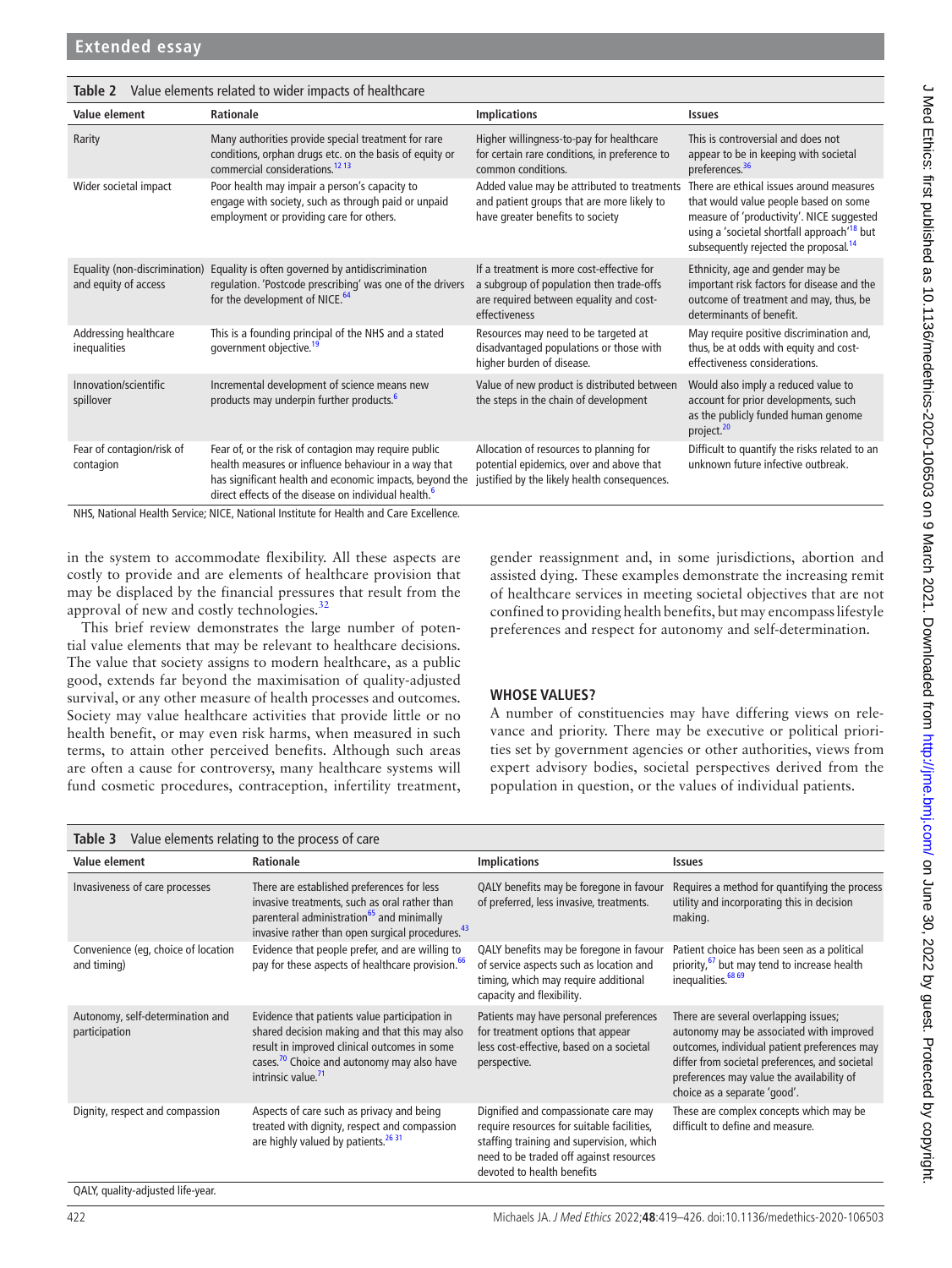**Table 2** Value elements related to wider impacts of healthcare

| Value element | Rationale | Implications | Issues |
|---|---|---|---|
| Rarity | Many authorities provide special treatment for rare conditions, orphan drugs etc. on the basis of equity or commercial considerations.[12 13] | Higher willingness-to-pay for healthcare for certain rare conditions, in preference to common conditions. | This is controversial and does not appear to be in keeping with societal preferences.[36] |
| Wider societal impact | Poor health may impair a person's capacity to engage with society, such as through paid or unpaid employment or providing care for others. | Added value may be attributed to treatments and patient groups that are more likely to have greater benefits to society | There are ethical issues around measures that would value people based on some measure of 'productivity'. NICE suggested using a 'societal shortfall approach'[18] but subsequently rejected the proposal.[14] |
| Equality (non-discrimination) and equity of access | Equality is often governed by antidiscrimination regulation. 'Postcode prescribing' was one of the drivers for the development of NICE.[64] | If a treatment is more cost-effective for a subgroup of population then trade-offs are required between equality and cost-effectiveness | Ethnicity, age and gender may be important risk factors for disease and the outcome of treatment and may, thus, be determinants of benefit. |
| Addressing healthcare inequalities | This is a founding principal of the NHS and a stated government objective.[19] | Resources may need to be targeted at disadvantaged populations or those with higher burden of disease. | May require positive discrimination and, thus, be at odds with equity and cost-effectiveness considerations. |
| Innovation/scientific spillover | Incremental development of science means new products may underpin further products.[6] | Value of new product is distributed between the steps in the chain of development | Would also imply a reduced value to account for prior developments, such as the publicly funded human genome project.[20] |
| Fear of contagion/risk of contagion | Fear of, or the risk of contagion may require public health measures or influence behaviour in a way that has significant health and economic impacts, beyond the direct effects of the disease on individual health.[6] | Allocation of resources to planning for potential epidemics, over and above that justified by the likely health consequences. | Difficult to quantify the risks related to an unknown future infective outbreak. |

NHS, National Health Service; NICE, National Institute for Health and Care Excellence.

in the system to accommodate flexibility. All these aspects are costly to provide and are elements of healthcare provision that may be displaced by the financial pressures that result from the approval of new and costly technologies.[32]

This brief review demonstrates the large number of potential value elements that may be relevant to healthcare decisions. The value that society assigns to modern healthcare, as a public good, extends far beyond the maximisation of quality-adjusted survival, or any other measure of health processes and outcomes. Society may value healthcare activities that provide little or no health benefit, or may even risk harms, when measured in such terms, to attain other perceived benefits. Although such areas are often a cause for controversy, many healthcare systems will fund cosmetic procedures, contraception, infertility treatment, gender reassignment and, in some jurisdictions, abortion and assisted dying. These examples demonstrate the increasing remit of healthcare services in meeting societal objectives that are not confined to providing health benefits, but may encompass lifestyle preferences and respect for autonomy and self-determination.

## WHOSE VALUES?

A number of constituencies may have differing views on relevance and priority. There may be executive or political priorities set by government agencies or other authorities, views from expert advisory bodies, societal perspectives derived from the population in question, or the values of individual patients.

**Table 3** Value elements relating to the process of care

| Value element | Rationale | Implications | Issues |
|---|---|---|---|
| Invasiveness of care processes | There are established preferences for less invasive treatments, such as oral rather than parenteral administration[65] and minimally invasive rather than open surgical procedures.[43] | QALY benefits may be foregone in favour of preferred, less invasive, treatments. | Requires a method for quantifying the process utility and incorporating this in decision making. |
| Convenience (eg, choice of location and timing) | Evidence that people prefer, and are willing to pay for these aspects of healthcare provision.[66] | QALY benefits may be foregone in favour of service aspects such as location and timing, which may require additional capacity and flexibility. | Patient choice has been seen as a political priority,[67] but may tend to increase health inequalities.[68 69] |
| Autonomy, self-determination and participation | Evidence that patients value participation in shared decision making and that this may also result in improved clinical outcomes in some cases.[70] Choice and autonomy may also have intrinsic value.[71] | Patients may have personal preferences for treatment options that appear less cost-effective, based on a societal perspective. | There are several overlapping issues; autonomy may be associated with improved outcomes, individual patient preferences may differ from societal preferences, and societal preferences may value the availability of choice as a separate 'good'. |
| Dignity, respect and compassion | Aspects of care such as privacy and being treated with dignity, respect and compassion are highly valued by patients.[26 31] | Dignified and compassionate care may require resources for suitable facilities, staffing training and supervision, which need to be traded off against resources devoted to health benefits | These are complex concepts which may be difficult to define and measure. |

QALY, quality-adjusted life-year.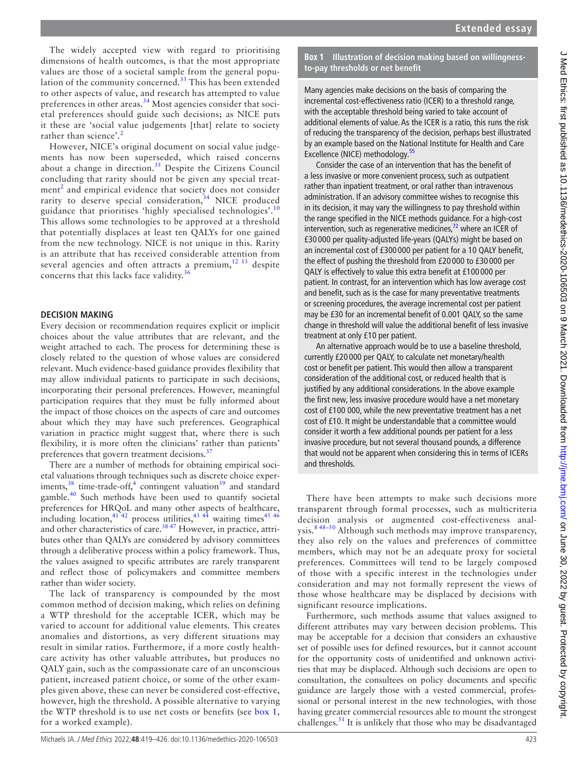The widely accepted view with regard to prioritising dimensions of health outcomes, is that the most appropriate values are those of a societal sample from the general population of the community concerned.[33] This has been extended to other aspects of value, and research has attempted to value preferences in other areas.[34] Most agencies consider that societal preferences should guide such decisions; as NICE puts it these are 'social value judgements [that] relate to society rather than science'.[2]

However, NICE's original document on social value judgements has now been superseded, which raised concerns about a change in direction.[35] Despite the Citizens Council concluding that rarity should not be given any special treatment[2] and empirical evidence that society does not consider rarity to deserve special consideration,[34] NICE produced guidance that prioritises 'highly specialised technologies'.[10] This allows some technologies to be approved at a threshold that potentially displaces at least ten QALYs for one gained from the new technology. NICE is not unique in this. Rarity is an attribute that has received considerable attention from several agencies and often attracts a premium,[12 13] despite concerns that this lacks face validity.[36]

## DECISION MAKING

Every decision or recommendation requires explicit or implicit choices about the value attributes that are relevant, and the weight attached to each. The process for determining these is closely related to the question of whose values are considered relevant. Much evidence-based guidance provides flexibility that may allow individual patients to participate in such decisions, incorporating their personal preferences. However, meaningful participation requires that they must be fully informed about the impact of those choices on the aspects of care and outcomes about which they may have such preferences. Geographical variation in practice might suggest that, where there is such flexibility, it is more often the clinicians' rather than patients' preferences that govern treatment decisions.[37]

There are a number of methods for obtaining empirical societal valuations through techniques such as discrete choice experiments,[38] time-trade-off,[4] contingent valuation[39] and standard gamble.[40] Such methods have been used to quantify societal preferences for HRQoL and many other aspects of healthcare, including location,[41 42] process utilities,[43 44] waiting times[45 46] and other characteristics of care.[38 47] However, in practice, attributes other than QALYs are considered by advisory committees through a deliberative process within a policy framework. Thus, the values assigned to specific attributes are rarely transparent and reflect those of policymakers and committee members rather than wider society.

The lack of transparency is compounded by the most common method of decision making, which relies on defining a WTP threshold for the acceptable ICER, which may be varied to account for additional value elements. This creates anomalies and distortions, as very different situations may result in similar ratios. Furthermore, if a more costly healthcare activity has other valuable attributes, but produces no QALY gain, such as the compassionate care of an unconscious patient, increased patient choice, or some of the other examples given above, these can never be considered cost-effective, however, high the threshold. A possible alternative to varying the WTP threshold is to use net costs or benefits (see box 1, for a worked example).

**Box 1 Illustration of decision making based on willingness-to-pay thresholds or net benefit**

Many agencies make decisions on the basis of comparing the incremental cost-effectiveness ratio (ICER) to a threshold range, with the acceptable threshold being varied to take account of additional elements of value. As the ICER is a ratio, this runs the risk of reducing the transparency of the decision, perhaps best illustrated by an example based on the National Institute for Health and Care Excellence (NICE) methodology.[55]

Consider the case of an intervention that has the benefit of a less invasive or more convenient process, such as outpatient rather than inpatient treatment, or oral rather than intravenous administration. If an advisory committee wishes to recognise this in its decision, it may vary the willingness to pay threshold within the range specified in the NICE methods guidance. For a high-cost intervention, such as regenerative medicines,[72] where an ICER of £30 000 per quality-adjusted life-years (QALYs) might be based on an incremental cost of £300 000 per patient for a 10 QALY benefit, the effect of pushing the threshold from £20 000 to £30 000 per QALY is effectively to value this extra benefit at £100 000 per patient. In contrast, for an intervention which has low average cost and benefit, such as is the case for many preventative treatments or screening procedures, the average incremental cost per patient may be £30 for an incremental benefit of 0.001 QALY, so the same change in threshold will value the additional benefit of less invasive treatment at only £10 per patient.

An alternative approach would be to use a baseline threshold, currently £20 000 per QALY, to calculate net monetary/health cost or benefit per patient. This would then allow a transparent consideration of the additional cost, or reduced health that is justified by any additional considerations. In the above example the first new, less invasive procedure would have a net monetary cost of £100 000, while the new preventative treatment has a net cost of £10. It might be understandable that a committee would consider it worth a few additional pounds per patient for a less invasive procedure, but not several thousand pounds, a difference that would not be apparent when considering this in terms of ICERs and thresholds.

There have been attempts to make such decisions more transparent through formal processes, such as multicriteria decision analysis or augmented cost-effectiveness analysis.[8 48–50] Although such methods may improve transparency, they also rely on the values and preferences of committee members, which may not be an adequate proxy for societal preferences. Committees will tend to be largely composed of those with a specific interest in the technologies under consideration and may not formally represent the views of those whose healthcare may be displaced by decisions with significant resource implications.

Furthermore, such methods assume that values assigned to different attributes may vary between decision problems. This may be acceptable for a decision that considers an exhaustive set of possible uses for defined resources, but it cannot account for the opportunity costs of unidentified and unknown activities that may be displaced. Although such decisions are open to consultation, the consultees on policy documents and specific guidance are largely those with a vested commercial, professional or personal interest in the new technologies, with those having greater commercial resources able to mount the strongest challenges.[51] It is unlikely that those who may be disadvantaged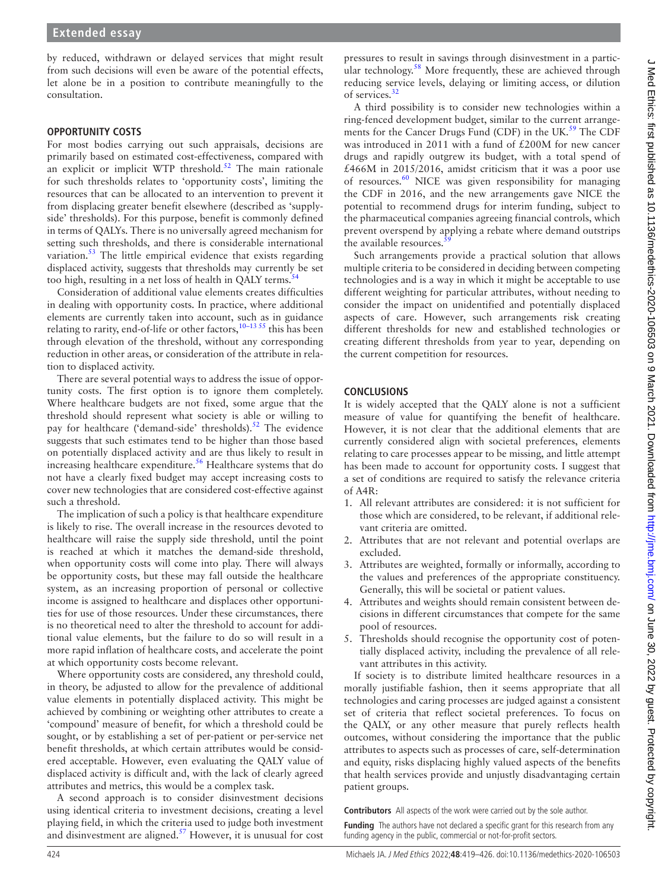by reduced, withdrawn or delayed services that might result from such decisions will even be aware of the potential effects, let alone be in a position to contribute meaningfully to the consultation.

## OPPORTUNITY COSTS

For most bodies carrying out such appraisals, decisions are primarily based on estimated cost-effectiveness, compared with an explicit or implicit WTP threshold.[52] The main rationale for such thresholds relates to 'opportunity costs', limiting the resources that can be allocated to an intervention to prevent it from displacing greater benefit elsewhere (described as 'supply-side' thresholds). For this purpose, benefit is commonly defined in terms of QALYs. There is no universally agreed mechanism for setting such thresholds, and there is considerable international variation.[53] The little empirical evidence that exists regarding displaced activity, suggests that thresholds may currently be set too high, resulting in a net loss of health in QALY terms.[54]

Consideration of additional value elements creates difficulties in dealing with opportunity costs. In practice, where additional elements are currently taken into account, such as in guidance relating to rarity, end-of-life or other factors,[10–13 55] this has been through elevation of the threshold, without any corresponding reduction in other areas, or consideration of the attribute in relation to displaced activity.

There are several potential ways to address the issue of opportunity costs. The first option is to ignore them completely. Where healthcare budgets are not fixed, some argue that the threshold should represent what society is able or willing to pay for healthcare ('demand-side' thresholds).[52] The evidence suggests that such estimates tend to be higher than those based on potentially displaced activity and are thus likely to result in increasing healthcare expenditure.[56] Healthcare systems that do not have a clearly fixed budget may accept increasing costs to cover new technologies that are considered cost-effective against such a threshold.

The implication of such a policy is that healthcare expenditure is likely to rise. The overall increase in the resources devoted to healthcare will raise the supply side threshold, until the point is reached at which it matches the demand-side threshold, when opportunity costs will come into play. There will always be opportunity costs, but these may fall outside the healthcare system, as an increasing proportion of personal or collective income is assigned to healthcare and displaces other opportunities for use of those resources. Under these circumstances, there is no theoretical need to alter the threshold to account for additional value elements, but the failure to do so will result in a more rapid inflation of healthcare costs, and accelerate the point at which opportunity costs become relevant.

Where opportunity costs are considered, any threshold could, in theory, be adjusted to allow for the prevalence of additional value elements in potentially displaced activity. This might be achieved by combining or weighting other attributes to create a 'compound' measure of benefit, for which a threshold could be sought, or by establishing a set of per-patient or per-service net benefit thresholds, at which certain attributes would be considered acceptable. However, even evaluating the QALY value of displaced activity is difficult and, with the lack of clearly agreed attributes and metrics, this would be a complex task.

A second approach is to consider disinvestment decisions using identical criteria to investment decisions, creating a level playing field, in which the criteria used to judge both investment and disinvestment are aligned.[57] However, it is unusual for cost pressures to result in savings through disinvestment in a particular technology.[58] More frequently, these are achieved through reducing service levels, delaying or limiting access, or dilution of services.[32]

A third possibility is to consider new technologies within a ring-fenced development budget, similar to the current arrangements for the Cancer Drugs Fund (CDF) in the UK.[59] The CDF was introduced in 2011 with a fund of £200M for new cancer drugs and rapidly outgrew its budget, with a total spend of £466M in 2015/2016, amidst criticism that it was a poor use of resources.[60] NICE was given responsibility for managing the CDF in 2016, and the new arrangements gave NICE the potential to recommend drugs for interim funding, subject to the pharmaceutical companies agreeing financial controls, which prevent overspend by applying a rebate where demand outstrips the available resources.[59]

Such arrangements provide a practical solution that allows multiple criteria to be considered in deciding between competing technologies and is a way in which it might be acceptable to use different weighting for particular attributes, without needing to consider the impact on unidentified and potentially displaced aspects of care. However, such arrangements risk creating different thresholds for new and established technologies or creating different thresholds from year to year, depending on the current competition for resources.

## CONCLUSIONS

It is widely accepted that the QALY alone is not a sufficient measure of value for quantifying the benefit of healthcare. However, it is not clear that the additional elements that are currently considered align with societal preferences, elements relating to care processes appear to be missing, and little attempt has been made to account for opportunity costs. I suggest that a set of conditions are required to satisfy the relevance criteria of A4R:

1. All relevant attributes are considered: it is not sufficient for those which are considered, to be relevant, if additional relevant criteria are omitted.
2. Attributes that are not relevant and potential overlaps are excluded.
3. Attributes are weighted, formally or informally, according to the values and preferences of the appropriate constituency. Generally, this will be societal or patient values.
4. Attributes and weights should remain consistent between decisions in different circumstances that compete for the same pool of resources.
5. Thresholds should recognise the opportunity cost of potentially displaced activity, including the prevalence of all relevant attributes in this activity.

If society is to distribute limited healthcare resources in a morally justifiable fashion, then it seems appropriate that all technologies and caring processes are judged against a consistent set of criteria that reflect societal preferences. To focus on the QALY, or any other measure that purely reflects health outcomes, without considering the importance that the public attributes to aspects such as processes of care, self-determination and equity, risks displacing highly valued aspects of the benefits that health services provide and unjustly disadvantaging certain patient groups.

**Contributors** All aspects of the work were carried out by the sole author.

**Funding** The authors have not declared a specific grant for this research from any funding agency in the public, commercial or not-for-profit sectors.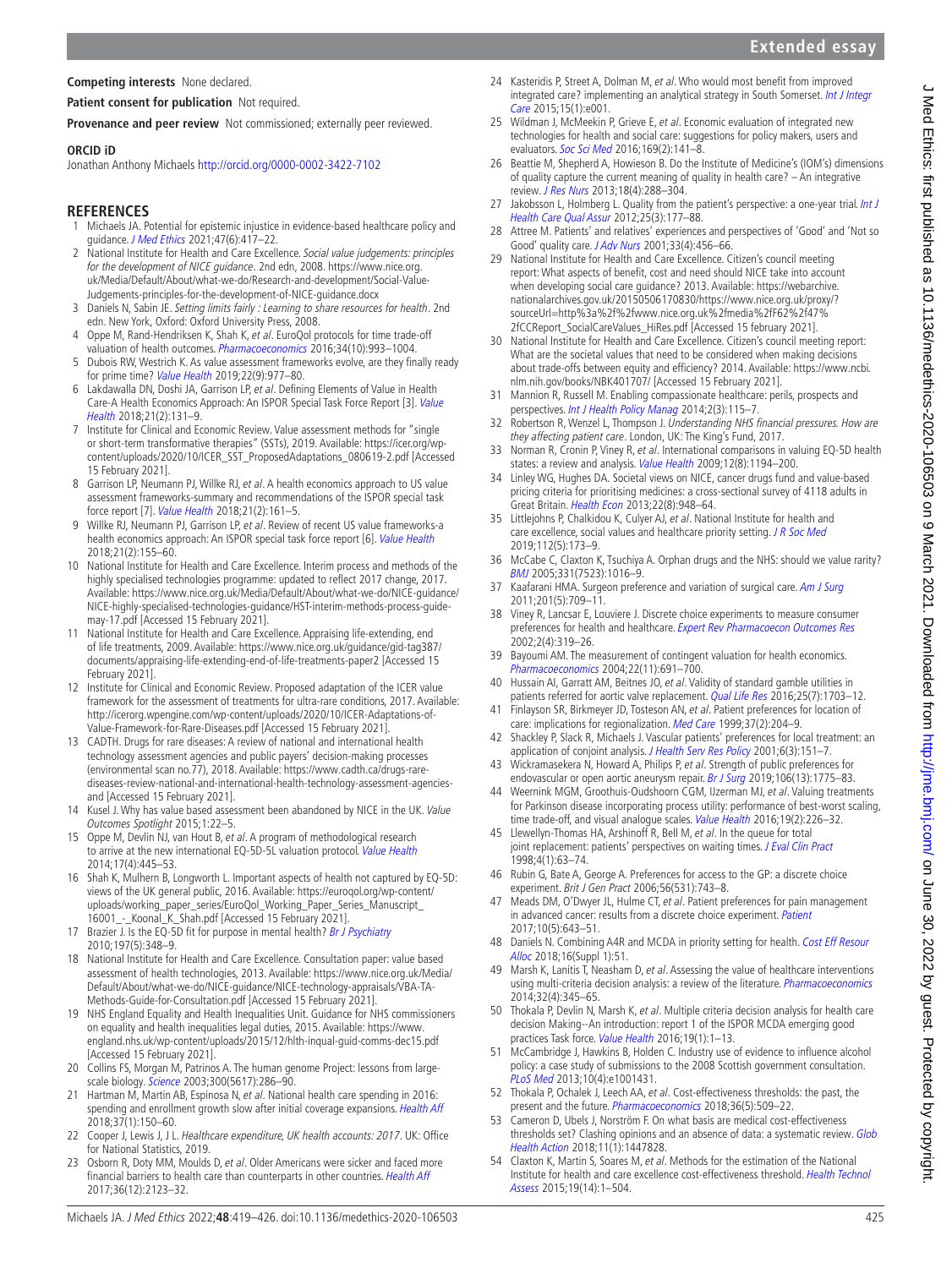**Competing interests** None declared.

**Patient consent for publication** Not required.

**Provenance and peer review** Not commissioned; externally peer reviewed.

**ORCID iD**

Jonathan Anthony Michaels http://orcid.org/0000-0002-3422-7102

## REFERENCES

1. Michaels JA. Potential for epistemic injustice in evidence-based healthcare policy and guidance. *J Med Ethics* 2021;47(6):417–22.
2. National Institute for Health and Care Excellence. *Social value judgements: principles for the development of NICE guidance*. 2nd edn, 2008. https://www.nice.org.uk/Media/Default/About/what-we-do/Research-and-development/Social-Value-Judgements-principles-for-the-development-of-NICE-guidance.docx
3. Daniels N, Sabin JE. *Setting limits fairly : Learning to share resources for health*. 2nd edn. New York, Oxford: Oxford University Press, 2008.
4. Oppe M, Rand-Hendriksen K, Shah K, et al. EuroQol protocols for time trade-off valuation of health outcomes. *Pharmacoeconomics* 2016;34(10):993–1004.
5. Dubois RW, Westrich K. As value assessment frameworks evolve, are they finally ready for prime time? *Value Health* 2019;22(9):977–80.
6. Lakdawalla DN, Doshi JA, Garrison LP, et al. Defining Elements of Value in Health Care-A Health Economics Approach: An ISPOR Special Task Force Report [3]. *Value Health* 2018;21(2):131–9.
7. Institute for Clinical and Economic Review. Value assessment methods for "single or short-term transformative therapies" (SSTs), 2019. Available: https://icer.org/wp-content/uploads/2020/10/ICER_SST_ProposedAdaptations_080619-2.pdf [Accessed 15 February 2021].
8. Garrison LP, Neumann PJ, Willke RJ, et al. A health economics approach to US value assessment frameworks-summary and recommendations of the ISPOR special task force report [7]. *Value Health* 2018;21(2):161–5.
9. Willke RJ, Neumann PJ, Garrison LP, et al. Review of recent US value frameworks-a health economics approach: An ISPOR special task force report [6]. *Value Health* 2018;21(2):155–60.
10. National Institute for Health and Care Excellence. Interim process and methods of the highly specialised technologies programme: updated to reflect 2017 change, 2017. Available: https://www.nice.org.uk/Media/Default/About/what-we-do/NICE-guidance/NICE-highly-specialised-technologies-guidance/HST-interim-methods-process-guide-may-17.pdf [Accessed 15 February 2021].
11. National Institute for Health and Care Excellence. Appraising life-extending, end of life treatments, 2009. Available: https://www.nice.org.uk/guidance/gid-tag387/documents/appraising-life-extending-end-of-life-treatments-paper2 [Accessed 15 February 2021].
12. Institute for Clinical and Economic Review. Proposed adaptation of the ICER value framework for the assessment of treatments for ultra-rare conditions, 2017. Available: http://icerorg.wpengine.com/wp-content/uploads/2020/10/ICER-Adaptations-of-Value-Framework-for-Rare-Diseases.pdf [Accessed 15 February 2021].
13. CADTH. Drugs for rare diseases: A review of national and international health technology assessment agencies and public payers' decision-making processes (environmental scan no.77), 2018. Available: https://www.cadth.ca/drugs-rare-diseases-review-national-and-international-health-technology-assessment-agencies-and [Accessed 15 February 2021].
14. Kusel J. Why has value based assessment been abandoned by NICE in the UK. *Value Outcomes Spotlight* 2015;1:22–5.
15. Oppe M, Devlin NJ, van Hout B, et al. A program of methodological research to arrive at the new international EQ-5D-5L valuation protocol. *Value Health* 2014;17(4):445–53.
16. Shah K, Mulhern B, Longworth L. Important aspects of health not captured by EQ-5D: views of the UK general public, 2016. Available: https://euroqol.org/wp-content/uploads/working_paper_series/EuroQol_Working_Paper_Series_Manuscript_16001_-_Koonal_K_Shah.pdf [Accessed 15 February 2021].
17. Brazier J. Is the EQ-5D fit for purpose in mental health? *Br J Psychiatry* 2010;197(5):348–9.
18. National Institute for Health and Care Excellence. Consultation paper: value based assessment of health technologies, 2013. Available: https://www.nice.org.uk/Media/Default/About/what-we-do/NICE-guidance/NICE-technology-appraisals/VBA-TA-Methods-Guide-for-Consultation.pdf [Accessed 15 February 2021].
19. NHS England Equality and Health Inequalities Unit. Guidance for NHS commissioners on equality and health inequalities legal duties, 2015. Available: https://www.england.nhs.uk/wp-content/uploads/2015/12/hlth-inequal-guid-comms-dec15.pdf [Accessed 15 February 2021].
20. Collins FS, Morgan M, Patrinos A. The human genome Project: lessons from large-scale biology. *Science* 2003;300(5617):286–90.
21. Hartman M, Martin AB, Espinosa N, et al. National health care spending in 2016: spending and enrollment growth slow after initial coverage expansions. *Health Aff* 2018;37(1):150–60.
22. Cooper J, Lewis J, J L. *Healthcare expenditure, UK health accounts: 2017*. UK: Office for National Statistics, 2019.
23. Osborn R, Doty MM, Moulds D, et al. Older Americans were sicker and faced more financial barriers to health care than counterparts in other countries. *Health Aff* 2017;36(12):2123–32.
24. Kasteridis P, Street A, Dolman M, et al. Who would most benefit from improved integrated care? implementing an analytical strategy in South Somerset. *Int J Integr Care* 2015;15(1):e001.
25. Wildman J, McMeekin P, Grieve E, et al. Economic evaluation of integrated new technologies for health and social care: suggestions for policy makers, users and evaluators. *Soc Sci Med* 2016;169(2):141–8.
26. Beattie M, Shepherd A, Howieson B. Do the Institute of Medicine's (IOM's) dimensions of quality capture the current meaning of quality in health care? – An integrative review. *J Res Nurs* 2013;18(4):288–304.
27. Jakobsson L, Holmberg L. Quality from the patient's perspective: a one-year trial. *Int J Health Care Qual Assur* 2012;25(3):177–88.
28. Attree M. Patients' and relatives' experiences and perspectives of 'Good' and 'Not so Good' quality care. *J Adv Nurs* 2001;33(4):456–66.
29. National Institute for Health and Care Excellence. Citizen's council meeting report: What aspects of benefit, cost and need should NICE take into account when developing social care guidance? 2013. Available: https://webarchive.nationalarchives.gov.uk/20150506170830/https://www.nice.org.uk/proxy/?sourceUrl=http%3a%2f%2fwww.nice.org.uk%2fmedia%2F62%2f47%2fCCReport_SocialCareValues_HiRes.pdf [Accessed 15 february 2021].
30. National Institute for Health and Care Excellence. Citizen's council meeting report: What are the societal values that need to be considered when making decisions about trade-offs between equity and efficiency? 2014. Available: https://www.ncbi.nlm.nih.gov/books/NBK401707/ [Accessed 15 February 2021].
31. Mannion R, Russell M. Enabling compassionate healthcare: perils, prospects and perspectives. *Int J Health Policy Manag* 2014;2(3):115–7.
32. Robertson R, Wenzel L, Thompson J. *Understanding NHS financial pressures. How are they affecting patient care*. London, UK: The King's Fund, 2017.
33. Norman R, Cronin P, Viney R, et al. International comparisons in valuing EQ-5D health states: a review and analysis. *Value Health* 2009;12(8):1194–200.
34. Linley WG, Hughes DA. Societal views on NICE, cancer drugs fund and value-based pricing criteria for prioritising medicines: a cross-sectional survey of 4118 adults in Great Britain. *Health Econ* 2013;22(8):948–64.
35. Littlejohns P, Chalkidou K, Culyer AJ, et al. National Institute for health and care excellence, social values and healthcare priority setting. *J R Soc Med* 2019;112(5):173–9.
36. McCabe C, Claxton K, Tsuchiya A. Orphan drugs and the NHS: should we value rarity? *BMJ* 2005;331(7523):1016–9.
37. Kaafarani HMA. Surgeon preference and variation of surgical care. *Am J Surg* 2011;201(5):709–11.
38. Viney R, Lancsar E, Louviere J. Discrete choice experiments to measure consumer preferences for health and healthcare. *Expert Rev Pharmacoecon Outcomes Res* 2002;2(4):319–26.
39. Bayoumi AM. The measurement of contingent valuation for health economics. *Pharmacoeconomics* 2004;22(11):691–700.
40. Hussain AI, Garratt AM, Beitnes JO, et al. Validity of standard gamble utilities in patients referred for aortic valve replacement. *Qual Life Res* 2016;25(7):1703–12.
41. Finlayson SR, Birkmeyer JD, Tosteson AN, et al. Patient preferences for location of care: implications for regionalization. *Med Care* 1999;37(2):204–9.
42. Shackley P, Slack R, Michaels J. Vascular patients' preferences for local treatment: an application of conjoint analysis. *J Health Serv Res Policy* 2001;6(3):151–7.
43. Wickramasekera N, Howard A, Philips P, et al. Strength of public preferences for endovascular or open aortic aneurysm repair. *Br J Surg* 2019;106(13):1775–83.
44. Weernink MGM, Groothuis-Oudshoorn CGM, IJzerman MJ, et al. Valuing treatments for Parkinson disease incorporating process utility: performance of best-worst scaling, time trade-off, and visual analogue scales. *Value Health* 2016;19(2):226–32.
45. Llewellyn-Thomas HA, Arshinoff R, Bell M, et al. In the queue for total joint replacement: patients' perspectives on waiting times. *J Eval Clin Pract* 1998;4(1):63–74.
46. Rubin G, Bate A, George A. Preferences for access to the GP: a discrete choice experiment. *Brit J Gen Pract* 2006;56(531):743–8.
47. Meads DM, O'Dwyer JL, Hulme CT, et al. Patient preferences for pain management in advanced cancer: results from a discrete choice experiment. *Patient* 2017;10(5):643–51.
48. Daniels N. Combining A4R and MCDA in priority setting for health. *Cost Eff Resour Alloc* 2018;16(Suppl 1):51.
49. Marsh K, Lanitis T, Neasham D, et al. Assessing the value of healthcare interventions using multi-criteria decision analysis: a review of the literature. *Pharmacoeconomics* 2014;32(4):345–65.
50. Thokala P, Devlin N, Marsh K, et al. Multiple criteria decision analysis for health care decision Making--An introduction: report 1 of the ISPOR MCDA emerging good practices Task force. *Value Health* 2016;19(1):1–13.
51. McCambridge J, Hawkins B, Holden C. Industry use of evidence to influence alcohol policy: a case study of submissions to the 2008 Scottish government consultation. *PLoS Med* 2013;10(4):e1001431.
52. Thokala P, Ochalek J, Leech AA, et al. Cost-effectiveness thresholds: the past, the present and the future. *Pharmacoeconomics* 2018;36(5):509–22.
53. Cameron D, Ubels J, Norström F. On what basis are medical cost-effectiveness thresholds set? Clashing opinions and an absence of data: a systematic review. *Glob Health Action* 2018;11(1):1447828.
54. Claxton K, Martin S, Soares M, et al. Methods for the estimation of the National Institute for health and care excellence cost-effectiveness threshold. *Health Technol Assess* 2015;19(14):1–504.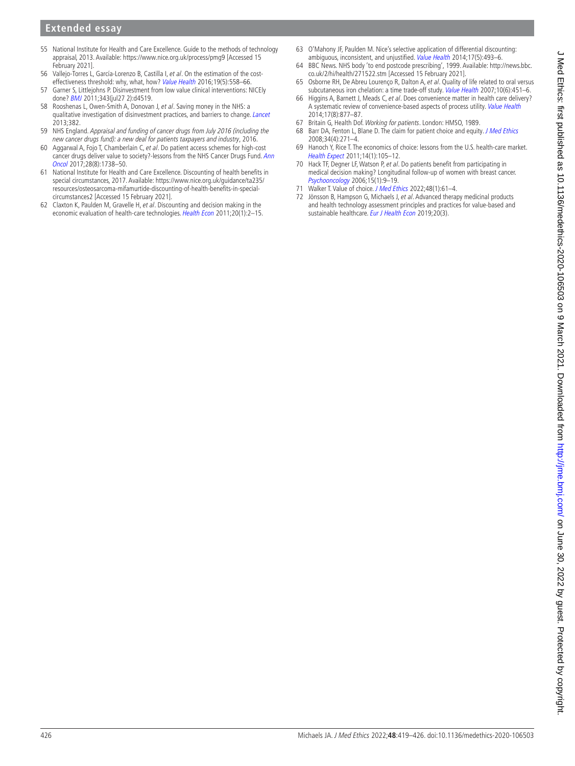55 National Institute for Health and Care Excellence. Guide to the methods of technology appraisal, 2013. Available: https://www.nice.org.uk/process/pmg9 [Accessed 15 February 2021].

56 Vallejo-Torres L, García-Lorenzo B, Castilla I, *et al*. On the estimation of the cost-effectiveness threshold: why, what, how? *Value Health* 2016;19(5):558–66.

57 Garner S, Littlejohns P. Disinvestment from low value clinical interventions: NICEly done? *BMJ* 2011;343(jul27 2):d4519.

58 Rooshenas L, Owen-Smith A, Donovan J, *et al*. Saving money in the NHS: a qualitative investigation of disinvestment practices, and barriers to change. *Lancet* 2013;382.

59 NHS England. *Appraisal and funding of cancer drugs from July 2016 (including the new cancer drugs fund): a new deal for patients taxpayers and industry*, 2016.

60 Aggarwal A, Fojo T, Chamberlain C, *et al*. Do patient access schemes for high-cost cancer drugs deliver value to society?-lessons from the NHS Cancer Drugs Fund. *Ann Oncol* 2017;28(8):1738–50.

61 National Institute for Health and Care Excellence. Discounting of health benefits in special circumstances, 2017. Available: https://www.nice.org.uk/guidance/ta235/resources/osteosarcoma-mifamurtide-discounting-of-health-benefits-in-special-circumstances2 [Accessed 15 February 2021].

62 Claxton K, Paulden M, Gravelle H, *et al*. Discounting and decision making in the economic evaluation of health-care technologies. *Health Econ* 2011;20(1):2–15.

63 O'Mahony JF, Paulden M. Nice's selective application of differential discounting: ambiguous, inconsistent, and unjustified. *Value Health* 2014;17(5):493–6.

64 BBC News. NHS body 'to end postcode prescribing', 1999. Available: http://news.bbc.co.uk/2/hi/health/271522.stm [Accessed 15 February 2021].

65 Osborne RH, De Abreu Lourenço R, Dalton A, *et al*. Quality of life related to oral versus subcutaneous iron chelation: a time trade-off study. *Value Health* 2007;10(6):451–6.

66 Higgins A, Barnett J, Meads C, *et al*. Does convenience matter in health care delivery? A systematic review of convenience-based aspects of process utility. *Value Health* 2014;17(8):877–87.

67 Britain G, Health Dof. *Working for patients*. London: HMSO, 1989.

68 Barr DA, Fenton L, Blane D. The claim for patient choice and equity. *J Med Ethics* 2008;34(4):271–4.

69 Hanoch Y, Rice T. The economics of choice: lessons from the U.S. health-care market. *Health Expect* 2011;14(1):105–12.

70 Hack TF, Degner LF, Watson P, *et al*. Do patients benefit from participating in medical decision making? Longitudinal follow-up of women with breast cancer. *Psychooncology* 2006;15(1):9–19.

71 Walker T. Value of choice. *J Med Ethics* 2022;48(1):61–4.

72 Jönsson B, Hampson G, Michaels J, *et al*. Advanced therapy medicinal products and health technology assessment principles and practices for value-based and sustainable healthcare. *Eur J Health Econ* 2019;20(3).